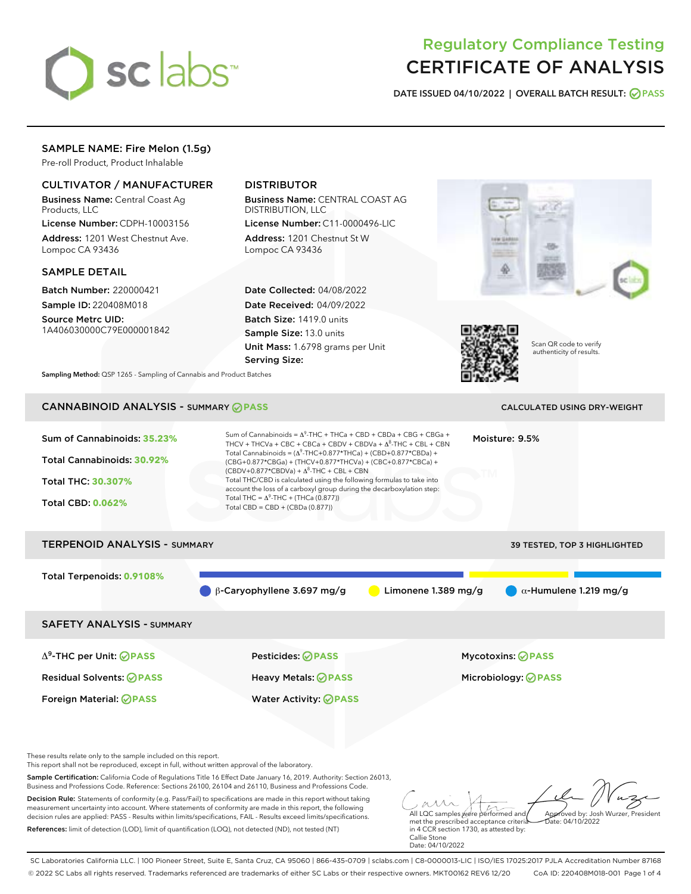# Regulatory Compliance Testing
# CERTIFICATE OF ANALYSIS

**DATE ISSUED 04/10/2022 | OVERALL BATCH RESULT: PASS**

## SAMPLE NAME: Fire Melon (1.5g)

Pre-roll Product, Product Inhalable

### CULTIVATOR / MANUFACTURER

**Business Name:** Central Coast Ag Products, LLC
**License Number:** CDPH-10003156
**Address:** 1201 West Chestnut Ave. Lompoc CA 93436

### DISTRIBUTOR

**Business Name:** CENTRAL COAST AG DISTRIBUTION, LLC
**License Number:** C11-0000496-LIC
**Address:** 1201 Chestnut St W Lompoc CA 93436

### SAMPLE DETAIL

**Batch Number:** 220000421
**Sample ID:** 220408M018
**Source Metrc UID:** 1A406030000C79E000001842

**Date Collected:** 04/08/2022
**Date Received:** 04/09/2022
**Batch Size:** 1419.0 units
**Sample Size:** 13.0 units
**Unit Mass:** 1.6798 grams per Unit
**Serving Size:**

Scan QR code to verify authenticity of results.

**Sampling Method:** QSP 1265 - Sampling of Cannabis and Product Batches

## CANNABINOID ANALYSIS - SUMMARY PASS

CALCULATED USING DRY-WEIGHT

**Sum of Cannabinoids: 35.23%**
**Total Cannabinoids: 30.92%**
**Total THC: 30.307%**
**Total CBD: 0.062%**

Sum of Cannabinoids = $\Delta^9$-THC + THCa + CBD + CBDa + CBG + CBGa + THCV + THCVa + CBC + CBCa + CBDV + CBDVa + $\Delta^8$-THC + CBL + CBN
Total Cannabinoids = ($\Delta^9$-THC+0.877*THCa) + (CBD+0.877*CBDa) + (CBG+0.877*CBGa) + (THCV+0.877*THCVa) + (CBC+0.877*CBCa) + (CBDV+0.877*CBDVa) + $\Delta^8$-THC + CBL + CBN
Total THC/CBD is calculated using the following formulas to take into account the loss of a carboxyl group during the decarboxylation step:
Total THC = $\Delta^9$-THC + (THCa (0.877))
Total CBD = CBD + (CBDa (0.877))

**Moisture: 9.5%**

## TERPENOID ANALYSIS - SUMMARY

39 TESTED, TOP 3 HIGHLIGHTED

**Total Terpenoids: 0.9108%**

- β-Caryophyllene 3.697 mg/g
- Limonene 1.389 mg/g
- α-Humulene 1.219 mg/g

## SAFETY ANALYSIS - SUMMARY

| | | |
|---|---|---|
| $\Delta^9$-THC per Unit: PASS | Pesticides: PASS | Mycotoxins: PASS |
| Residual Solvents: PASS | Heavy Metals: PASS | Microbiology: PASS |
| Foreign Material: PASS | Water Activity: PASS | |

These results relate only to the sample included on this report.
This report shall not be reproduced, except in full, without written approval of the laboratory.

**Sample Certification:** California Code of Regulations Title 16 Effect Date January 16, 2019. Authority: Section 26013, Business and Professions Code. Reference: Sections 26100, 26104 and 26110, Business and Professions Code.

**Decision Rule:** Statements of conformity (e.g. Pass/Fail) to specifications are made in this report without taking measurement uncertainty into account. Where statements of conformity are made in this report, the following decision rules are applied: PASS - Results within limits/specifications, FAIL - Results exceed limits/specifications.

**References:** limit of detection (LOD), limit of quantification (LOQ), not detected (ND), not tested (NT)

All LQC samples were performed and met the prescribed acceptance criteria in 4 CCR section 1730, as attested by: Callie Stone
Date: 04/10/2022

Approved by: Josh Wurzer, President
Date: 04/10/2022

SC Laboratories California LLC. | 100 Pioneer Street, Suite E, Santa Cruz, CA 95060 | 866-435-0709 | sclabs.com | C8-0000013-LIC | ISO/IES 17025:2017 PJLA Accreditation Number 87168
© 2022 SC Labs all rights reserved. Trademarks referenced are trademarks of either SC Labs or their respective owners. MKT00162 REV6 12/20 CoA ID: 220408M018-001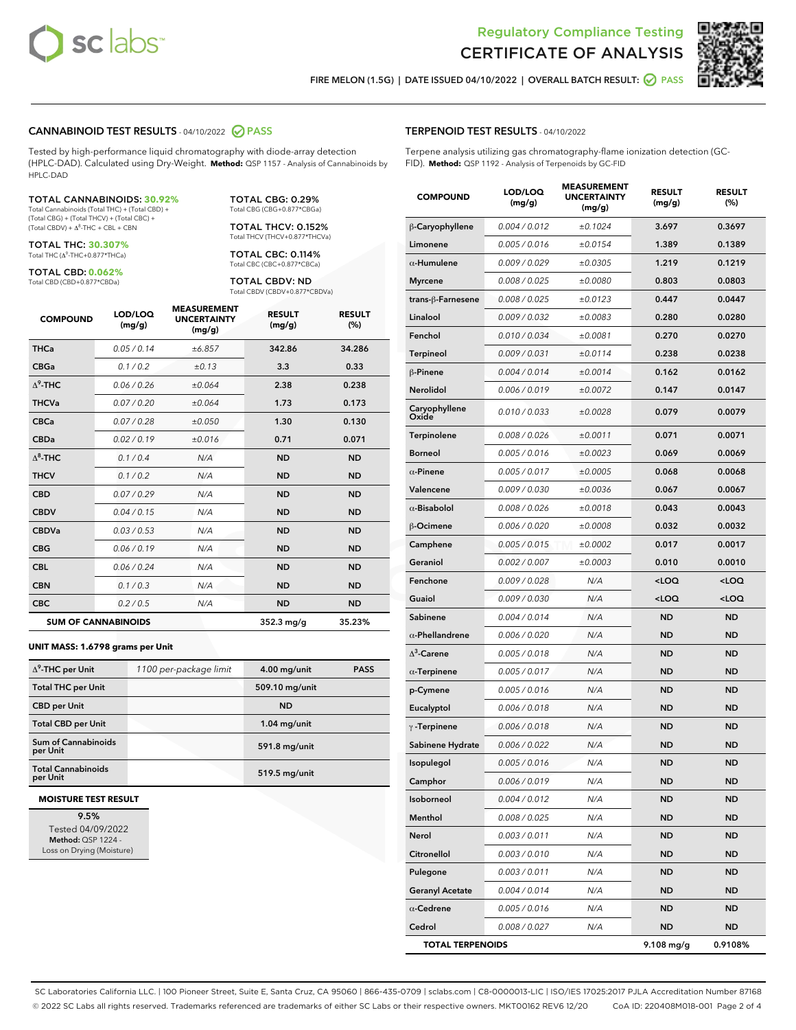Regulatory Compliance Testing

# CERTIFICATE OF ANALYSIS

FIRE MELON (1.5G) | DATE ISSUED 04/10/2022 | OVERALL BATCH RESULT: PASS

## CANNABINOID TEST RESULTS - 04/10/2022 PASS

Tested by high-performance liquid chromatography with diode-array detection (HPLC-DAD). Calculated using Dry-Weight. **Method:** QSP 1157 - Analysis of Cannabinoids by HPLC-DAD

**TOTAL CANNABINOIDS: 30.92%**
Total Cannabinoids (Total THC) + (Total CBD) + (Total CBG) + (Total THCV) + (Total CBC) + (Total CBDV) + $\Delta^8$-THC + CBL + CBN

**TOTAL THC: 30.307%**
Total THC ($\Delta^9$-THC+0.877*THCa)

**TOTAL CBD: 0.062%**
Total CBD (CBD+0.877*CBDa)

**TOTAL CBG: 0.29%**
Total CBG (CBG+0.877*CBGa)

**TOTAL THCV: 0.152%**
Total THCV (THCV+0.877*THCVa)

**TOTAL CBC: 0.114%**
Total CBC (CBC+0.877*CBCa)

**TOTAL CBDV: ND**
Total CBDV (CBDV+0.877*CBDVa)

| COMPOUND | LOD/LOQ (mg/g) | MEASUREMENT UNCERTAINTY (mg/g) | RESULT (mg/g) | RESULT (%) |
|---|---|---|---|---|
| THCa | 0.05 / 0.14 | ±6.857 | 342.86 | 34.286 |
| CBGa | 0.1 / 0.2 | ±0.13 | 3.3 | 0.33 |
| $\Delta^9$-THC | 0.06 / 0.26 | ±0.064 | 2.38 | 0.238 |
| THCVa | 0.07 / 0.20 | ±0.064 | 1.73 | 0.173 |
| CBCa | 0.07 / 0.28 | ±0.050 | 1.30 | 0.130 |
| CBDa | 0.02 / 0.19 | ±0.016 | 0.71 | 0.071 |
| $\Delta^8$-THC | 0.1 / 0.4 | N/A | ND | ND |
| THCV | 0.1 / 0.2 | N/A | ND | ND |
| CBD | 0.07 / 0.29 | N/A | ND | ND |
| CBDV | 0.04 / 0.15 | N/A | ND | ND |
| CBDVa | 0.03 / 0.53 | N/A | ND | ND |
| CBG | 0.06 / 0.19 | N/A | ND | ND |
| CBL | 0.06 / 0.24 | N/A | ND | ND |
| CBN | 0.1 / 0.3 | N/A | ND | ND |
| CBC | 0.2 / 0.5 | N/A | ND | ND |
| **SUM OF CANNABINOIDS** | | | 352.3 mg/g | 35.23% |

**UNIT MASS: 1.6798 grams per Unit**

| | | | |
|---|---|---|---|
| $\Delta^9$-THC per Unit | 1100 per-package limit | 4.00 mg/unit | PASS |
| Total THC per Unit | | 509.10 mg/unit | |
| CBD per Unit | | ND | |
| Total CBD per Unit | | 1.04 mg/unit | |
| Sum of Cannabinoids per Unit | | 591.8 mg/unit | |
| Total Cannabinoids per Unit | | 519.5 mg/unit | |

**MOISTURE TEST RESULT**

9.5%
Tested 04/09/2022
**Method:** QSP 1224 - Loss on Drying (Moisture)

## TERPENOID TEST RESULTS - 04/10/2022

Terpene analysis utilizing gas chromatography-flame ionization detection (GC-FID). **Method:** QSP 1192 - Analysis of Terpenoids by GC-FID

| COMPOUND | LOD/LOQ (mg/g) | MEASUREMENT UNCERTAINTY (mg/g) | RESULT (mg/g) | RESULT (%) |
|---|---|---|---|---|
| β-Caryophyllene | 0.004 / 0.012 | ±0.1024 | 3.697 | 0.3697 |
| Limonene | 0.005 / 0.016 | ±0.0154 | 1.389 | 0.1389 |
| α-Humulene | 0.009 / 0.029 | ±0.0305 | 1.219 | 0.1219 |
| Myrcene | 0.008 / 0.025 | ±0.0080 | 0.803 | 0.0803 |
| trans-β-Farnesene | 0.008 / 0.025 | ±0.0123 | 0.447 | 0.0447 |
| Linalool | 0.009 / 0.032 | ±0.0083 | 0.280 | 0.0280 |
| Fenchol | 0.010 / 0.034 | ±0.0081 | 0.270 | 0.0270 |
| Terpineol | 0.009 / 0.031 | ±0.0114 | 0.238 | 0.0238 |
| β-Pinene | 0.004 / 0.014 | ±0.0014 | 0.162 | 0.0162 |
| Nerolidol | 0.006 / 0.019 | ±0.0072 | 0.147 | 0.0147 |
| Caryophyllene Oxide | 0.010 / 0.033 | ±0.0028 | 0.079 | 0.0079 |
| Terpinolene | 0.008 / 0.026 | ±0.0011 | 0.071 | 0.0071 |
| Borneol | 0.005 / 0.016 | ±0.0023 | 0.069 | 0.0069 |
| α-Pinene | 0.005 / 0.017 | ±0.0005 | 0.068 | 0.0068 |
| Valencene | 0.009 / 0.030 | ±0.0036 | 0.067 | 0.0067 |
| α-Bisabolol | 0.008 / 0.026 | ±0.0018 | 0.043 | 0.0043 |
| β-Ocimene | 0.006 / 0.020 | ±0.0008 | 0.032 | 0.0032 |
| Camphene | 0.005 / 0.015 | ±0.0002 | 0.017 | 0.0017 |
| Geraniol | 0.002 / 0.007 | ±0.0003 | 0.010 | 0.0010 |
| Fenchone | 0.009 / 0.028 | N/A | <LOQ | <LOQ |
| Guaiol | 0.009 / 0.030 | N/A | <LOQ | <LOQ |
| Sabinene | 0.004 / 0.014 | N/A | ND | ND |
| α-Phellandrene | 0.006 / 0.020 | N/A | ND | ND |
| $\Delta^3$-Carene | 0.005 / 0.018 | N/A | ND | ND |
| α-Terpinene | 0.005 / 0.017 | N/A | ND | ND |
| p-Cymene | 0.005 / 0.016 | N/A | ND | ND |
| Eucalyptol | 0.006 / 0.018 | N/A | ND | ND |
| γ-Terpinene | 0.006 / 0.018 | N/A | ND | ND |
| Sabinene Hydrate | 0.006 / 0.022 | N/A | ND | ND |
| Isopulegol | 0.005 / 0.016 | N/A | ND | ND |
| Camphor | 0.006 / 0.019 | N/A | ND | ND |
| Isoborneol | 0.004 / 0.012 | N/A | ND | ND |
| Menthol | 0.008 / 0.025 | N/A | ND | ND |
| Nerol | 0.003 / 0.011 | N/A | ND | ND |
| Citronellol | 0.003 / 0.010 | N/A | ND | ND |
| Pulegone | 0.003 / 0.011 | N/A | ND | ND |
| Geranyl Acetate | 0.004 / 0.014 | N/A | ND | ND |
| α-Cedrene | 0.005 / 0.016 | N/A | ND | ND |
| Cedrol | 0.008 / 0.027 | N/A | ND | ND |
| **TOTAL TERPENOIDS** | | | 9.108 mg/g | 0.9108% |

SC Laboratories California LLC. | 100 Pioneer Street, Suite E, Santa Cruz, CA 95060 | 866-435-0709 | sclabs.com | C8-0000013-LIC | ISO/IES 17025:2017 PJLA Accreditation Number 87168
© 2022 SC Labs all rights reserved. Trademarks referenced are trademarks of either SC Labs or their respective owners. MKT00162 REV6 12/20 CoA ID: 220408M018-001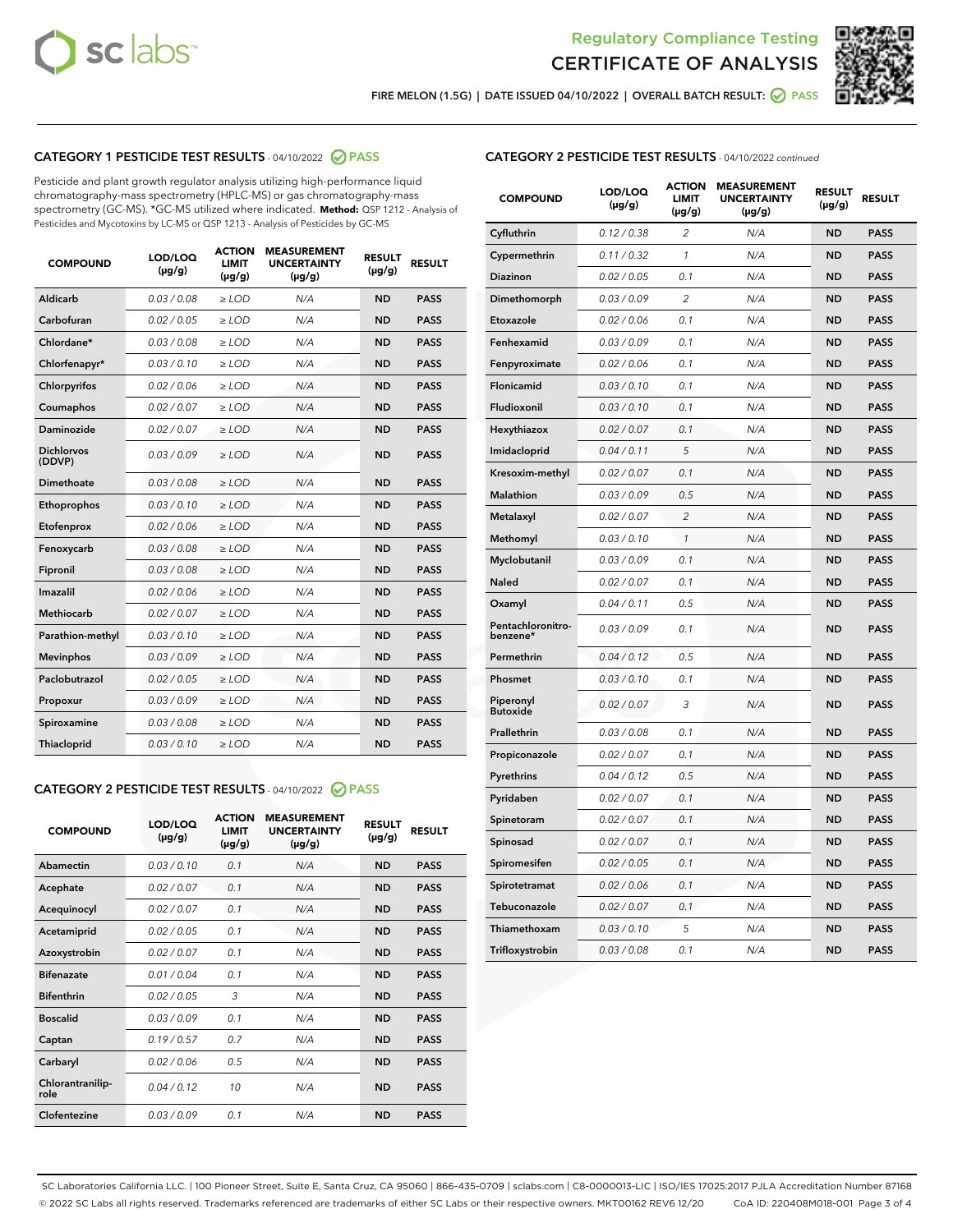Regulatory Compliance Testing

# CERTIFICATE OF ANALYSIS

FIRE MELON (1.5G) | DATE ISSUED 04/10/2022 | OVERALL BATCH RESULT: PASS

## CATEGORY 1 PESTICIDE TEST RESULTS - 04/10/2022 PASS

Pesticide and plant growth regulator analysis utilizing high-performance liquid chromatography-mass spectrometry (HPLC-MS) or gas chromatography-mass spectrometry (GC-MS). *GC-MS utilized where indicated. **Method:** QSP 1212 - Analysis of Pesticides and Mycotoxins by LC-MS or QSP 1213 - Analysis of Pesticides by GC-MS

| COMPOUND | LOD/LOQ (µg/g) | ACTION LIMIT (µg/g) | MEASUREMENT UNCERTAINTY (µg/g) | RESULT (µg/g) | RESULT |
|---|---|---|---|---|---|
| Aldicarb | 0.03 / 0.08 | ≥ LOD | N/A | ND | PASS |
| Carbofuran | 0.02 / 0.05 | ≥ LOD | N/A | ND | PASS |
| Chlordane* | 0.03 / 0.08 | ≥ LOD | N/A | ND | PASS |
| Chlorfenapyr* | 0.03 / 0.10 | ≥ LOD | N/A | ND | PASS |
| Chlorpyrifos | 0.02 / 0.06 | ≥ LOD | N/A | ND | PASS |
| Coumaphos | 0.02 / 0.07 | ≥ LOD | N/A | ND | PASS |
| Daminozide | 0.02 / 0.07 | ≥ LOD | N/A | ND | PASS |
| Dichlorvos (DDVP) | 0.03 / 0.09 | ≥ LOD | N/A | ND | PASS |
| Dimethoate | 0.03 / 0.08 | ≥ LOD | N/A | ND | PASS |
| Ethoprophos | 0.03 / 0.10 | ≥ LOD | N/A | ND | PASS |
| Etofenprox | 0.02 / 0.06 | ≥ LOD | N/A | ND | PASS |
| Fenoxycarb | 0.03 / 0.08 | ≥ LOD | N/A | ND | PASS |
| Fipronil | 0.03 / 0.08 | ≥ LOD | N/A | ND | PASS |
| Imazalil | 0.02 / 0.06 | ≥ LOD | N/A | ND | PASS |
| Methiocarb | 0.02 / 0.07 | ≥ LOD | N/A | ND | PASS |
| Parathion-methyl | 0.03 / 0.10 | ≥ LOD | N/A | ND | PASS |
| Mevinphos | 0.03 / 0.09 | ≥ LOD | N/A | ND | PASS |
| Paclobutrazol | 0.02 / 0.05 | ≥ LOD | N/A | ND | PASS |
| Propoxur | 0.03 / 0.09 | ≥ LOD | N/A | ND | PASS |
| Spiroxamine | 0.03 / 0.08 | ≥ LOD | N/A | ND | PASS |
| Thiacloprid | 0.03 / 0.10 | ≥ LOD | N/A | ND | PASS |

## CATEGORY 2 PESTICIDE TEST RESULTS - 04/10/2022 PASS

| COMPOUND | LOD/LOQ (µg/g) | ACTION LIMIT (µg/g) | MEASUREMENT UNCERTAINTY (µg/g) | RESULT (µg/g) | RESULT |
|---|---|---|---|---|---|
| Abamectin | 0.03 / 0.10 | 0.1 | N/A | ND | PASS |
| Acephate | 0.02 / 0.07 | 0.1 | N/A | ND | PASS |
| Acequinocyl | 0.02 / 0.07 | 0.1 | N/A | ND | PASS |
| Acetamiprid | 0.02 / 0.05 | 0.1 | N/A | ND | PASS |
| Azoxystrobin | 0.02 / 0.07 | 0.1 | N/A | ND | PASS |
| Bifenazate | 0.01 / 0.04 | 0.1 | N/A | ND | PASS |
| Bifenthrin | 0.02 / 0.05 | 3 | N/A | ND | PASS |
| Boscalid | 0.03 / 0.09 | 0.1 | N/A | ND | PASS |
| Captan | 0.19 / 0.57 | 0.7 | N/A | ND | PASS |
| Carbaryl | 0.02 / 0.06 | 0.5 | N/A | ND | PASS |
| Chlorantraniliprole | 0.04 / 0.12 | 10 | N/A | ND | PASS |
| Clofentezine | 0.03 / 0.09 | 0.1 | N/A | ND | PASS |
| Cyfluthrin | 0.12 / 0.38 | 2 | N/A | ND | PASS |
| Cypermethrin | 0.11 / 0.32 | 1 | N/A | ND | PASS |
| Diazinon | 0.02 / 0.05 | 0.1 | N/A | ND | PASS |
| Dimethomorph | 0.03 / 0.09 | 2 | N/A | ND | PASS |
| Etoxazole | 0.02 / 0.06 | 0.1 | N/A | ND | PASS |
| Fenhexamid | 0.03 / 0.09 | 0.1 | N/A | ND | PASS |
| Fenpyroximate | 0.02 / 0.06 | 0.1 | N/A | ND | PASS |
| Flonicamid | 0.03 / 0.10 | 0.1 | N/A | ND | PASS |
| Fludioxonil | 0.03 / 0.10 | 0.1 | N/A | ND | PASS |
| Hexythiazox | 0.02 / 0.07 | 0.1 | N/A | ND | PASS |
| Imidacloprid | 0.04 / 0.11 | 5 | N/A | ND | PASS |
| Kresoxim-methyl | 0.02 / 0.07 | 0.1 | N/A | ND | PASS |
| Malathion | 0.03 / 0.09 | 0.5 | N/A | ND | PASS |
| Metalaxyl | 0.02 / 0.07 | 2 | N/A | ND | PASS |
| Methomyl | 0.03 / 0.10 | 1 | N/A | ND | PASS |
| Myclobutanil | 0.03 / 0.09 | 0.1 | N/A | ND | PASS |
| Naled | 0.02 / 0.07 | 0.1 | N/A | ND | PASS |
| Oxamyl | 0.04 / 0.11 | 0.5 | N/A | ND | PASS |
| Pentachloronitrobenzene* | 0.03 / 0.09 | 0.1 | N/A | ND | PASS |
| Permethrin | 0.04 / 0.12 | 0.5 | N/A | ND | PASS |
| Phosmet | 0.03 / 0.10 | 0.1 | N/A | ND | PASS |
| Piperonyl Butoxide | 0.02 / 0.07 | 3 | N/A | ND | PASS |
| Prallethrin | 0.03 / 0.08 | 0.1 | N/A | ND | PASS |
| Propiconazole | 0.02 / 0.07 | 0.1 | N/A | ND | PASS |
| Pyrethrins | 0.04 / 0.12 | 0.5 | N/A | ND | PASS |
| Pyridaben | 0.02 / 0.07 | 0.1 | N/A | ND | PASS |
| Spinetoram | 0.02 / 0.07 | 0.1 | N/A | ND | PASS |
| Spinosad | 0.02 / 0.07 | 0.1 | N/A | ND | PASS |
| Spiromesifen | 0.02 / 0.05 | 0.1 | N/A | ND | PASS |
| Spirotetramat | 0.02 / 0.06 | 0.1 | N/A | ND | PASS |
| Tebuconazole | 0.02 / 0.07 | 0.1 | N/A | ND | PASS |
| Thiamethoxam | 0.03 / 0.10 | 5 | N/A | ND | PASS |
| Trifloxystrobin | 0.03 / 0.08 | 0.1 | N/A | ND | PASS |

SC Laboratories California LLC. | 100 Pioneer Street, Suite E, Santa Cruz, CA 95060 | 866-435-0709 | sclabs.com | C8-0000013-LIC | ISO/IES 17025:2017 PJLA Accreditation Number 87168
© 2022 SC Labs all rights reserved. Trademarks referenced are trademarks of either SC Labs or their respective owners. MKT00162 REV6 12/20 CoA ID: 220408M018-001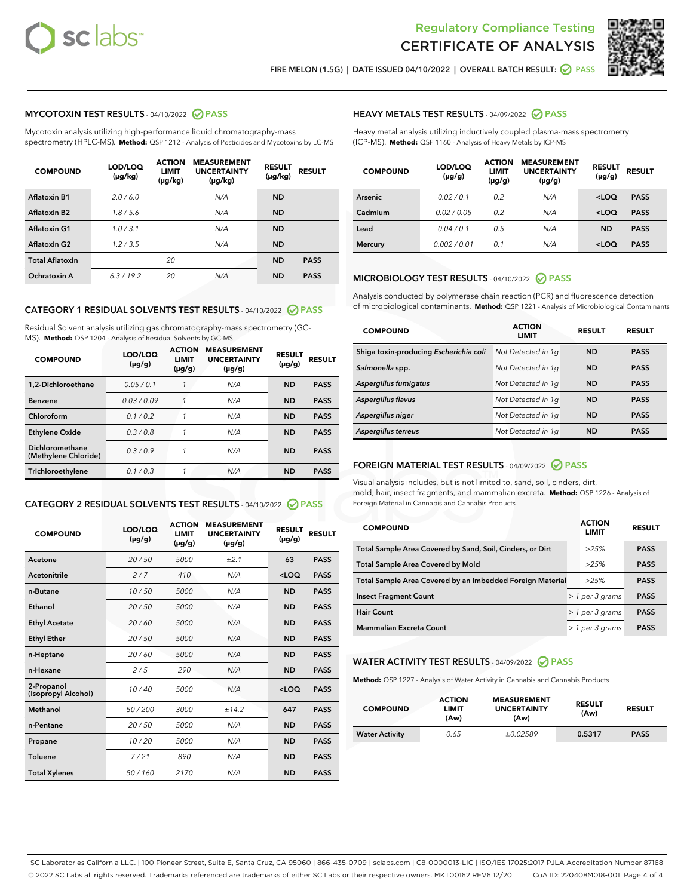Regulatory Compliance Testing

# CERTIFICATE OF ANALYSIS

FIRE MELON (1.5G) | DATE ISSUED 04/10/2022 | OVERALL BATCH RESULT: PASS

## MYCOTOXIN TEST RESULTS - 04/10/2022 PASS

Mycotoxin analysis utilizing high-performance liquid chromatography-mass spectrometry (HPLC-MS). **Method:** QSP 1212 - Analysis of Pesticides and Mycotoxins by LC-MS

| COMPOUND | LOD/LOQ (µg/kg) | ACTION LIMIT (µg/kg) | MEASUREMENT UNCERTAINTY (µg/kg) | RESULT (µg/kg) | RESULT |
|---|---|---|---|---|---|
| Aflatoxin B1 | 2.0 / 6.0 | | N/A | ND | |
| Aflatoxin B2 | 1.8 / 5.6 | | N/A | ND | |
| Aflatoxin G1 | 1.0 / 3.1 | | N/A | ND | |
| Aflatoxin G2 | 1.2 / 3.5 | | N/A | ND | |
| Total Aflatoxin | | 20 | | ND | PASS |
| Ochratoxin A | 6.3 / 19.2 | 20 | N/A | ND | PASS |

## CATEGORY 1 RESIDUAL SOLVENTS TEST RESULTS - 04/10/2022 PASS

Residual Solvent analysis utilizing gas chromatography-mass spectrometry (GC-MS). **Method:** QSP 1204 - Analysis of Residual Solvents by GC-MS

| COMPOUND | LOD/LOQ (µg/g) | ACTION LIMIT (µg/g) | MEASUREMENT UNCERTAINTY (µg/g) | RESULT (µg/g) | RESULT |
|---|---|---|---|---|---|
| 1,2-Dichloroethane | 0.05 / 0.1 | 1 | N/A | ND | PASS |
| Benzene | 0.03 / 0.09 | 1 | N/A | ND | PASS |
| Chloroform | 0.1 / 0.2 | 1 | N/A | ND | PASS |
| Ethylene Oxide | 0.3 / 0.8 | 1 | N/A | ND | PASS |
| Dichloromethane (Methylene Chloride) | 0.3 / 0.9 | 1 | N/A | ND | PASS |
| Trichloroethylene | 0.1 / 0.3 | 1 | N/A | ND | PASS |

## CATEGORY 2 RESIDUAL SOLVENTS TEST RESULTS - 04/10/2022 PASS

| COMPOUND | LOD/LOQ (µg/g) | ACTION LIMIT (µg/g) | MEASUREMENT UNCERTAINTY (µg/g) | RESULT (µg/g) | RESULT |
|---|---|---|---|---|---|
| Acetone | 20 / 50 | 5000 | ±2.1 | 63 | PASS |
| Acetonitrile | 2 / 7 | 410 | N/A | <LOQ | PASS |
| n-Butane | 10 / 50 | 5000 | N/A | ND | PASS |
| Ethanol | 20 / 50 | 5000 | N/A | ND | PASS |
| Ethyl Acetate | 20 / 60 | 5000 | N/A | ND | PASS |
| Ethyl Ether | 20 / 50 | 5000 | N/A | ND | PASS |
| n-Heptane | 20 / 60 | 5000 | N/A | ND | PASS |
| n-Hexane | 2 / 5 | 290 | N/A | ND | PASS |
| 2-Propanol (Isopropyl Alcohol) | 10 / 40 | 5000 | N/A | <LOQ | PASS |
| Methanol | 50 / 200 | 3000 | ±14.2 | 647 | PASS |
| n-Pentane | 20 / 50 | 5000 | N/A | ND | PASS |
| Propane | 10 / 20 | 5000 | N/A | ND | PASS |
| Toluene | 7 / 21 | 890 | N/A | ND | PASS |
| Total Xylenes | 50 / 160 | 2170 | N/A | ND | PASS |

## HEAVY METALS TEST RESULTS - 04/09/2022 PASS

Heavy metal analysis utilizing inductively coupled plasma-mass spectrometry (ICP-MS). **Method:** QSP 1160 - Analysis of Heavy Metals by ICP-MS

| COMPOUND | LOD/LOQ (µg/g) | ACTION LIMIT (µg/g) | MEASUREMENT UNCERTAINTY (µg/g) | RESULT (µg/g) | RESULT |
|---|---|---|---|---|---|
| Arsenic | 0.02 / 0.1 | 0.2 | N/A | <LOQ | PASS |
| Cadmium | 0.02 / 0.05 | 0.2 | N/A | <LOQ | PASS |
| Lead | 0.04 / 0.1 | 0.5 | N/A | ND | PASS |
| Mercury | 0.002 / 0.01 | 0.1 | N/A | <LOQ | PASS |

## MICROBIOLOGY TEST RESULTS - 04/10/2022 PASS

Analysis conducted by polymerase chain reaction (PCR) and fluorescence detection of microbiological contaminants. **Method:** QSP 1221 - Analysis of Microbiological Contaminants

| COMPOUND | ACTION LIMIT | RESULT | RESULT |
|---|---|---|---|
| Shiga toxin-producing *Escherichia coli* | Not Detected in 1g | ND | PASS |
| *Salmonella* spp. | Not Detected in 1g | ND | PASS |
| *Aspergillus fumigatus* | Not Detected in 1g | ND | PASS |
| *Aspergillus flavus* | Not Detected in 1g | ND | PASS |
| *Aspergillus niger* | Not Detected in 1g | ND | PASS |
| *Aspergillus terreus* | Not Detected in 1g | ND | PASS |

## FOREIGN MATERIAL TEST RESULTS - 04/09/2022 PASS

Visual analysis includes, but is not limited to, sand, soil, cinders, dirt, mold, hair, insect fragments, and mammalian excreta. **Method:** QSP 1226 - Analysis of Foreign Material in Cannabis and Cannabis Products

| COMPOUND | ACTION LIMIT | RESULT |
|---|---|---|
| Total Sample Area Covered by Sand, Soil, Cinders, or Dirt | >25% | PASS |
| Total Sample Area Covered by Mold | >25% | PASS |
| Total Sample Area Covered by an Imbedded Foreign Material | >25% | PASS |
| Insect Fragment Count | > 1 per 3 grams | PASS |
| Hair Count | > 1 per 3 grams | PASS |
| Mammalian Excreta Count | > 1 per 3 grams | PASS |

## WATER ACTIVITY TEST RESULTS - 04/09/2022 PASS

**Method:** QSP 1227 - Analysis of Water Activity in Cannabis and Cannabis Products

| COMPOUND | ACTION LIMIT (Aw) | MEASUREMENT UNCERTAINTY (Aw) | RESULT (Aw) | RESULT |
|---|---|---|---|---|
| Water Activity | 0.65 | ±0.02589 | 0.5317 | PASS |

SC Laboratories California LLC. | 100 Pioneer Street, Suite E, Santa Cruz, CA 95060 | 866-435-0709 | sclabs.com | C8-0000013-LIC | ISO/IES 17025:2017 PJLA Accreditation Number 87168
© 2022 SC Labs all rights reserved. Trademarks referenced are trademarks of either SC Labs or their respective owners. MKT00162 REV6 12/20 CoA ID: 220408M018-001